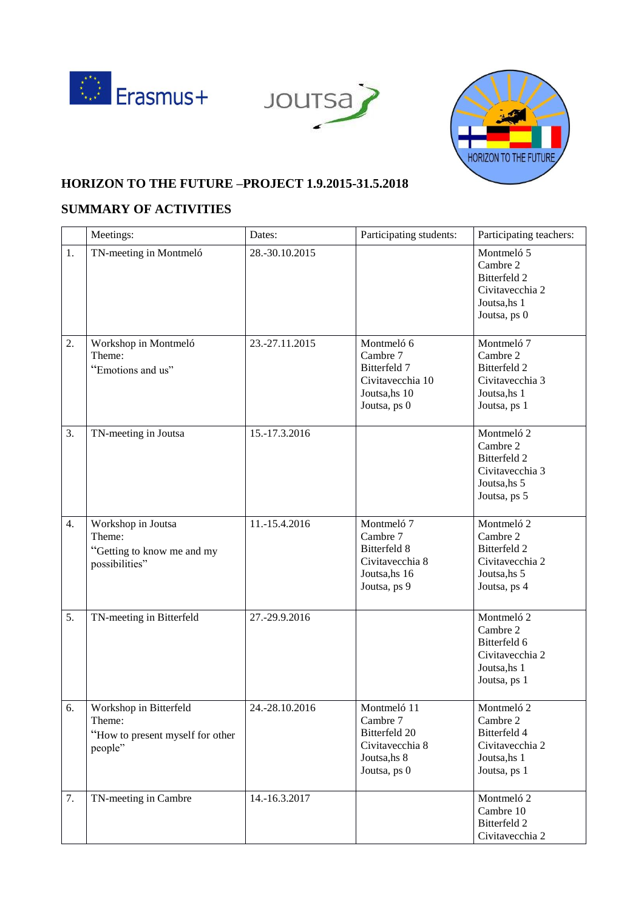## HORIZON TO THE FUTURE –PROJECT 1.9.2015-31.5.2018

## SUMMARY OF ACTIVITIES

| | Meetings: | Dates: | Participating students: | Participating teachers: |
|---|---|---|---|---|
| 1. | TN-meeting in Montmeló | 28.-30.10.2015 | | Montmeló 5<br>Cambre 2<br>Bitterfeld 2<br>Civitavecchia 2<br>Joutsa,hs 1<br>Joutsa, ps 0 |
| 2. | Workshop in Montmeló<br>Theme:<br>"Emotions and us" | 23.-27.11.2015 | Montmeló 6<br>Cambre 7<br>Bitterfeld 7<br>Civitavecchia 10<br>Joutsa,hs 10<br>Joutsa, ps 0 | Montmeló 7<br>Cambre 2<br>Bitterfeld 2<br>Civitavecchia 3<br>Joutsa,hs 1<br>Joutsa, ps 1 |
| 3. | TN-meeting in Joutsa | 15.-17.3.2016 | | Montmeló 2<br>Cambre 2<br>Bitterfeld 2<br>Civitavecchia 3<br>Joutsa,hs 5<br>Joutsa, ps 5 |
| 4. | Workshop in Joutsa<br>Theme:<br>"Getting to know me and my possibilities" | 11.-15.4.2016 | Montmeló 7<br>Cambre 7<br>Bitterfeld 8<br>Civitavecchia 8<br>Joutsa,hs 16<br>Joutsa, ps 9 | Montmeló 2<br>Cambre 2<br>Bitterfeld 2<br>Civitavecchia 2<br>Joutsa,hs 5<br>Joutsa, ps 4 |
| 5. | TN-meeting in Bitterfeld | 27.-29.9.2016 | | Montmeló 2<br>Cambre 2<br>Bitterfeld 6<br>Civitavecchia 2<br>Joutsa,hs 1<br>Joutsa, ps 1 |
| 6. | Workshop in Bitterfeld<br>Theme:<br>"How to present myself for other people" | 24.-28.10.2016 | Montmeló 11<br>Cambre 7<br>Bitterfeld 20<br>Civitavecchia 8<br>Joutsa,hs 8<br>Joutsa, ps 0 | Montmeló 2<br>Cambre 2<br>Bitterfeld 4<br>Civitavecchia 2<br>Joutsa,hs 1<br>Joutsa, ps 1 |
| 7. | TN-meeting in Cambre | 14.-16.3.2017 | | Montmeló 2<br>Cambre 10<br>Bitterfeld 2<br>Civitavecchia 2 |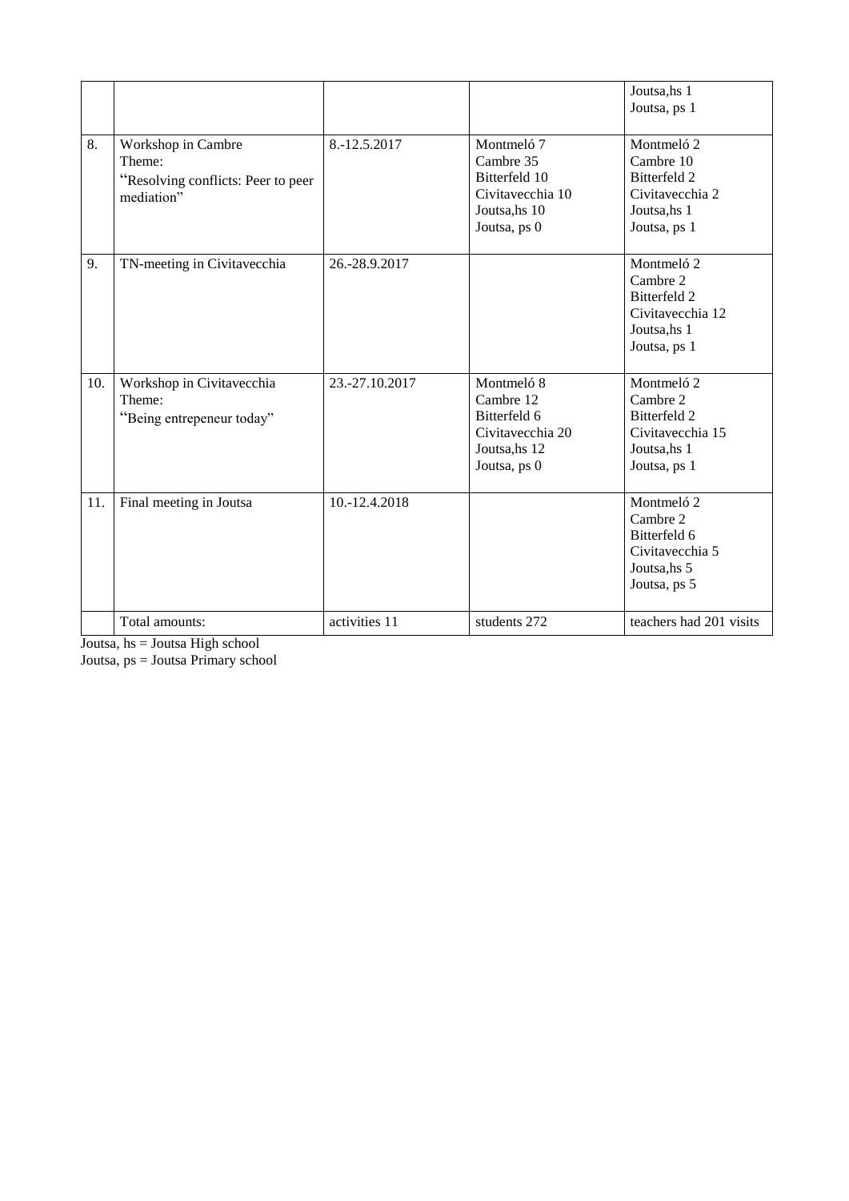| | | | | |
|---|---|---|---|---|
| | | | | Joutsa,hs 1<br>Joutsa, ps 1 |
| 8. | Workshop in Cambre<br>Theme:<br>"Resolving conflicts: Peer to peer mediation" | 8.-12.5.2017 | Montmeló 7<br>Cambre 35<br>Bitterfeld 10<br>Civitavecchia 10<br>Joutsa,hs 10<br>Joutsa, ps 0 | Montmeló 2<br>Cambre 10<br>Bitterfeld 2<br>Civitavecchia 2<br>Joutsa,hs 1<br>Joutsa, ps 1 |
| 9. | TN-meeting in Civitavecchia | 26.-28.9.2017 | | Montmeló 2<br>Cambre 2<br>Bitterfeld 2<br>Civitavecchia 12<br>Joutsa,hs 1<br>Joutsa, ps 1 |
| 10. | Workshop in Civitavecchia<br>Theme:<br>"Being entrepeneur today" | 23.-27.10.2017 | Montmeló 8<br>Cambre 12<br>Bitterfeld 6<br>Civitavecchia 20<br>Joutsa,hs 12<br>Joutsa, ps 0 | Montmeló 2<br>Cambre 2<br>Bitterfeld 2<br>Civitavecchia 15<br>Joutsa,hs 1<br>Joutsa, ps 1 |
| 11. | Final meeting in Joutsa | 10.-12.4.2018 | | Montmeló 2<br>Cambre 2<br>Bitterfeld 6<br>Civitavecchia 5<br>Joutsa,hs 5<br>Joutsa, ps 5 |
| | Total amounts: | activities 11 | students 272 | teachers had 201 visits |

Joutsa, hs = Joutsa High school
Joutsa, ps = Joutsa Primary school